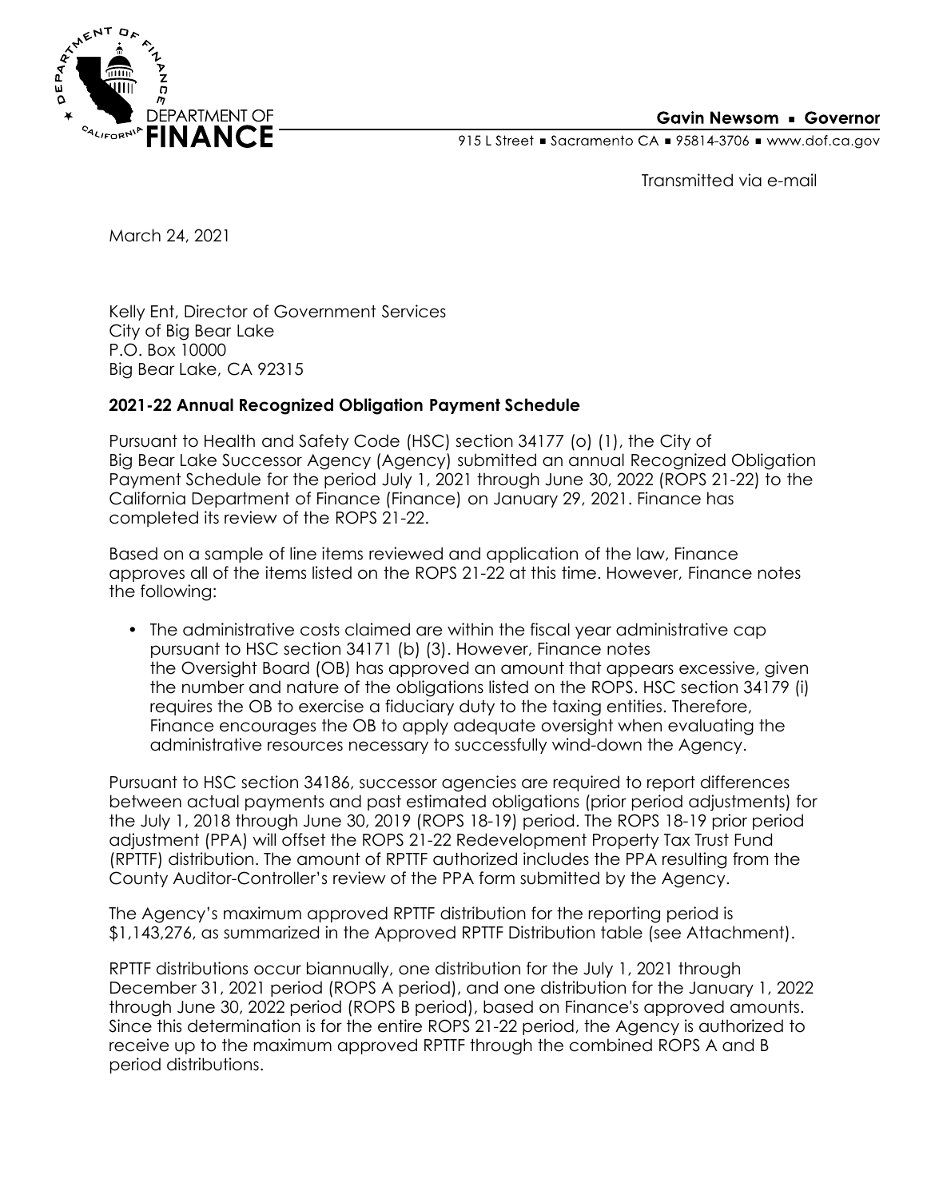DEPARTMENT OF FINANCE

**Gavin Newsom ▪ Governor**

915 L Street ▪ Sacramento CA ▪ 95814-3706 ▪ www.dof.ca.gov

Transmitted via e-mail

March 24, 2021

Kelly Ent, Director of Government Services
City of Big Bear Lake
P.O. Box 10000
Big Bear Lake, CA 92315

**2021-22 Annual Recognized Obligation Payment Schedule**

Pursuant to Health and Safety Code (HSC) section 34177 (o) (1), the City of Big Bear Lake Successor Agency (Agency) submitted an annual Recognized Obligation Payment Schedule for the period July 1, 2021 through June 30, 2022 (ROPS 21-22) to the California Department of Finance (Finance) on January 29, 2021. Finance has completed its review of the ROPS 21-22.

Based on a sample of line items reviewed and application of the law, Finance approves all of the items listed on the ROPS 21-22 at this time. However, Finance notes the following:

- The administrative costs claimed are within the fiscal year administrative cap pursuant to HSC section 34171 (b) (3). However, Finance notes the Oversight Board (OB) has approved an amount that appears excessive, given the number and nature of the obligations listed on the ROPS. HSC section 34179 (i) requires the OB to exercise a fiduciary duty to the taxing entities. Therefore, Finance encourages the OB to apply adequate oversight when evaluating the administrative resources necessary to successfully wind-down the Agency.

Pursuant to HSC section 34186, successor agencies are required to report differences between actual payments and past estimated obligations (prior period adjustments) for the July 1, 2018 through June 30, 2019 (ROPS 18-19) period. The ROPS 18-19 prior period adjustment (PPA) will offset the ROPS 21-22 Redevelopment Property Tax Trust Fund (RPTTF) distribution. The amount of RPTTF authorized includes the PPA resulting from the County Auditor-Controller's review of the PPA form submitted by the Agency.

The Agency's maximum approved RPTTF distribution for the reporting period is $1,143,276, as summarized in the Approved RPTTF Distribution table (see Attachment).

RPTTF distributions occur biannually, one distribution for the July 1, 2021 through December 31, 2021 period (ROPS A period), and one distribution for the January 1, 2022 through June 30, 2022 period (ROPS B period), based on Finance's approved amounts. Since this determination is for the entire ROPS 21-22 period, the Agency is authorized to receive up to the maximum approved RPTTF through the combined ROPS A and B period distributions.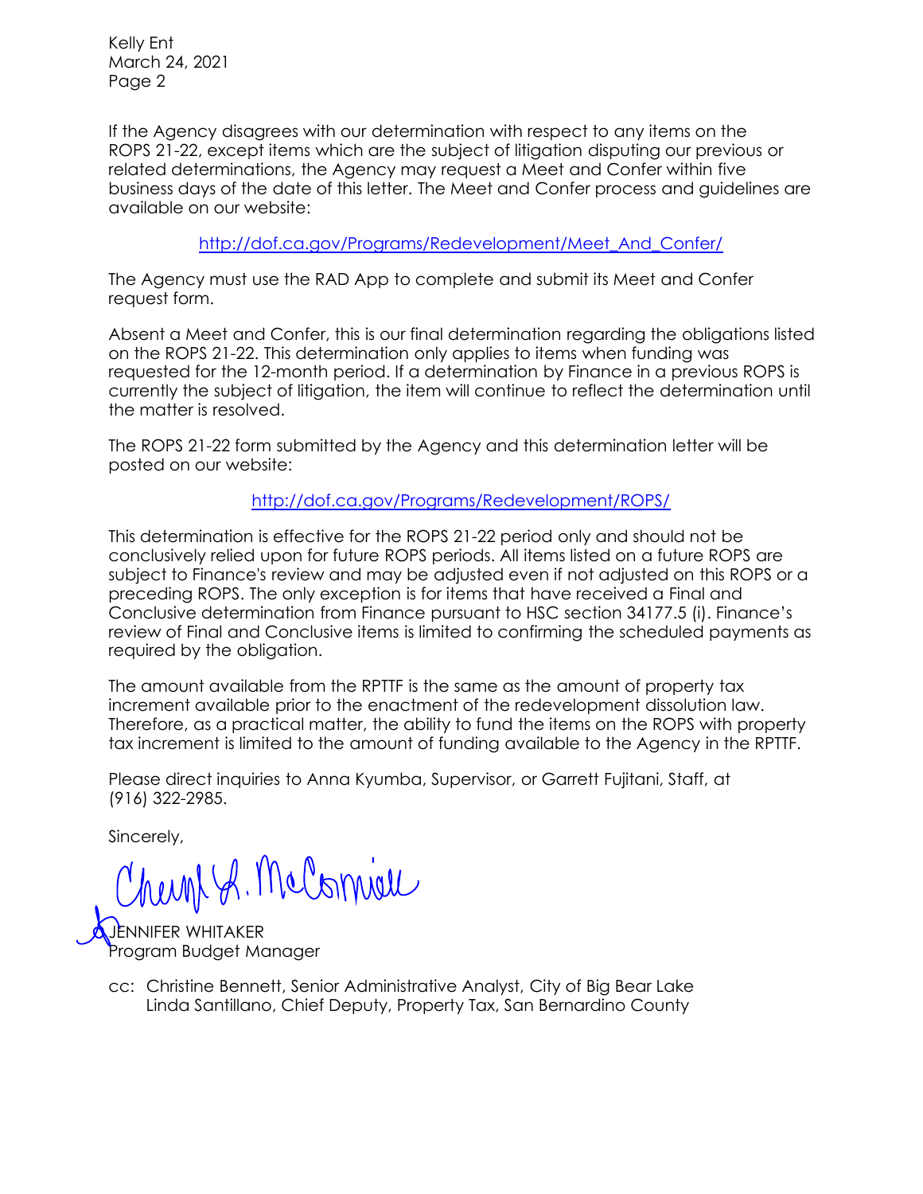Kelly Ent
March 24, 2021
Page 2

If the Agency disagrees with our determination with respect to any items on the ROPS 21-22, except items which are the subject of litigation disputing our previous or related determinations, the Agency may request a Meet and Confer within five business days of the date of this letter. The Meet and Confer process and guidelines are available on our website:

http://dof.ca.gov/Programs/Redevelopment/Meet_And_Confer/

The Agency must use the RAD App to complete and submit its Meet and Confer request form.

Absent a Meet and Confer, this is our final determination regarding the obligations listed on the ROPS 21-22. This determination only applies to items when funding was requested for the 12-month period. If a determination by Finance in a previous ROPS is currently the subject of litigation, the item will continue to reflect the determination until the matter is resolved.

The ROPS 21-22 form submitted by the Agency and this determination letter will be posted on our website:

http://dof.ca.gov/Programs/Redevelopment/ROPS/

This determination is effective for the ROPS 21-22 period only and should not be conclusively relied upon for future ROPS periods. All items listed on a future ROPS are subject to Finance's review and may be adjusted even if not adjusted on this ROPS or a preceding ROPS. The only exception is for items that have received a Final and Conclusive determination from Finance pursuant to HSC section 34177.5 (i). Finance's review of Final and Conclusive items is limited to confirming the scheduled payments as required by the obligation.

The amount available from the RPTTF is the same as the amount of property tax increment available prior to the enactment of the redevelopment dissolution law. Therefore, as a practical matter, the ability to fund the items on the ROPS with property tax increment is limited to the amount of funding available to the Agency in the RPTTF.

Please direct inquiries to Anna Kyumba, Supervisor, or Garrett Fujitani, Staff, at (916) 322-2985.

Sincerely,

Cheryl L. McCormick

for JENNIFER WHITAKER
Program Budget Manager

cc: Christine Bennett, Senior Administrative Analyst, City of Big Bear Lake
Linda Santillano, Chief Deputy, Property Tax, San Bernardino County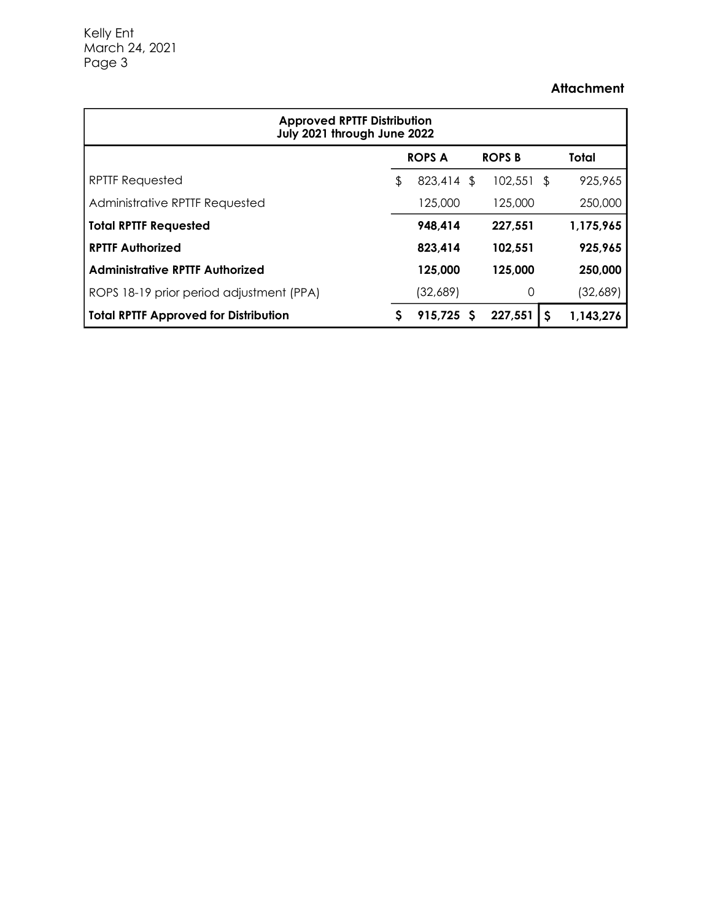**Attachment**

| Approved RPTTF Distribution July 2021 through June 2022 | | | |
|---|---|---|---|
| | **ROPS A** | **ROPS B** | **Total** |
| RPTTF Requested | $ 823,414 | $ 102,551 | $ 925,965 |
| Administrative RPTTF Requested | 125,000 | 125,000 | 250,000 |
| **Total RPTTF Requested** | **948,414** | **227,551** | **1,175,965** |
| **RPTTF Authorized** | **823,414** | **102,551** | **925,965** |
| **Administrative RPTTF Authorized** | **125,000** | **125,000** | **250,000** |
| ROPS 18-19 prior period adjustment (PPA) | (32,689) | 0 | (32,689) |
| **Total RPTTF Approved for Distribution** | **$ 915,725** | **$ 227,551** | **$ 1,143,276** |